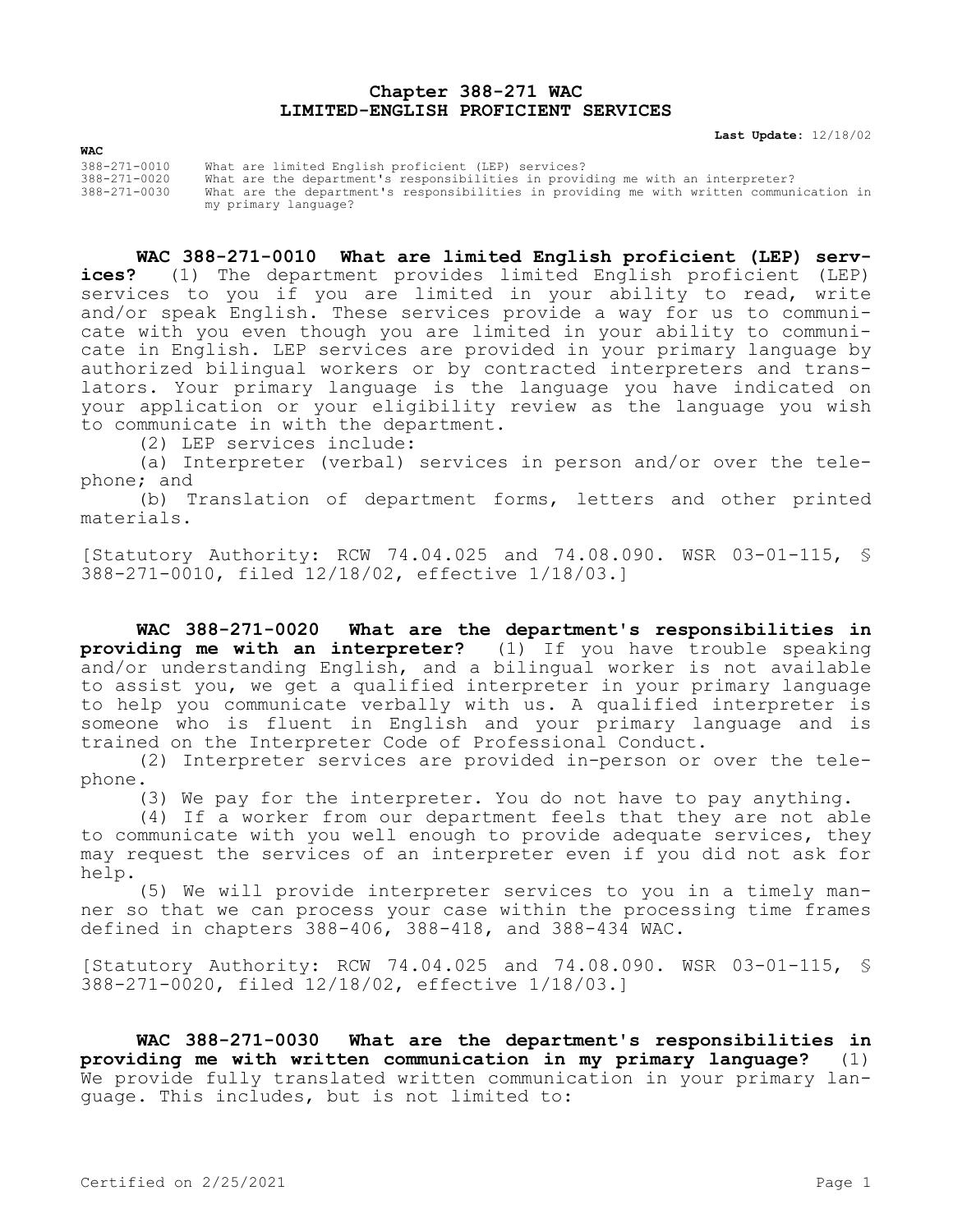# Chapter 388-271 WAC
# LIMITED-ENGLISH PROFICIENT SERVICES

**Last Update:** 12/18/02

**WAC**

| | |
|---|---|
| 388-271-0010 | What are limited English proficient (LEP) services? |
| 388-271-0020 | What are the department's responsibilities in providing me with an interpreter? |
| 388-271-0030 | What are the department's responsibilities in providing me with written communication in my primary language? |

**WAC 388-271-0010 What are limited English proficient (LEP) services?** (1) The department provides limited English proficient (LEP) services to you if you are limited in your ability to read, write and/or speak English. These services provide a way for us to communicate with you even though you are limited in your ability to communicate in English. LEP services are provided in your primary language by authorized bilingual workers or by contracted interpreters and translators. Your primary language is the language you have indicated on your application or your eligibility review as the language you wish to communicate in with the department.

(2) LEP services include:

(a) Interpreter (verbal) services in person and/or over the telephone; and

(b) Translation of department forms, letters and other printed materials.

[Statutory Authority: RCW 74.04.025 and 74.08.090. WSR 03-01-115, § 388-271-0010, filed 12/18/02, effective 1/18/03.]

**WAC 388-271-0020 What are the department's responsibilities in providing me with an interpreter?** (1) If you have trouble speaking and/or understanding English, and a bilingual worker is not available to assist you, we get a qualified interpreter in your primary language to help you communicate verbally with us. A qualified interpreter is someone who is fluent in English and your primary language and is trained on the Interpreter Code of Professional Conduct.

(2) Interpreter services are provided in-person or over the telephone.

(3) We pay for the interpreter. You do not have to pay anything.

(4) If a worker from our department feels that they are not able to communicate with you well enough to provide adequate services, they may request the services of an interpreter even if you did not ask for help.

(5) We will provide interpreter services to you in a timely manner so that we can process your case within the processing time frames defined in chapters 388-406, 388-418, and 388-434 WAC.

[Statutory Authority: RCW 74.04.025 and 74.08.090. WSR 03-01-115, § 388-271-0020, filed 12/18/02, effective 1/18/03.]

**WAC 388-271-0030 What are the department's responsibilities in providing me with written communication in my primary language?** (1) We provide fully translated written communication in your primary language. This includes, but is not limited to: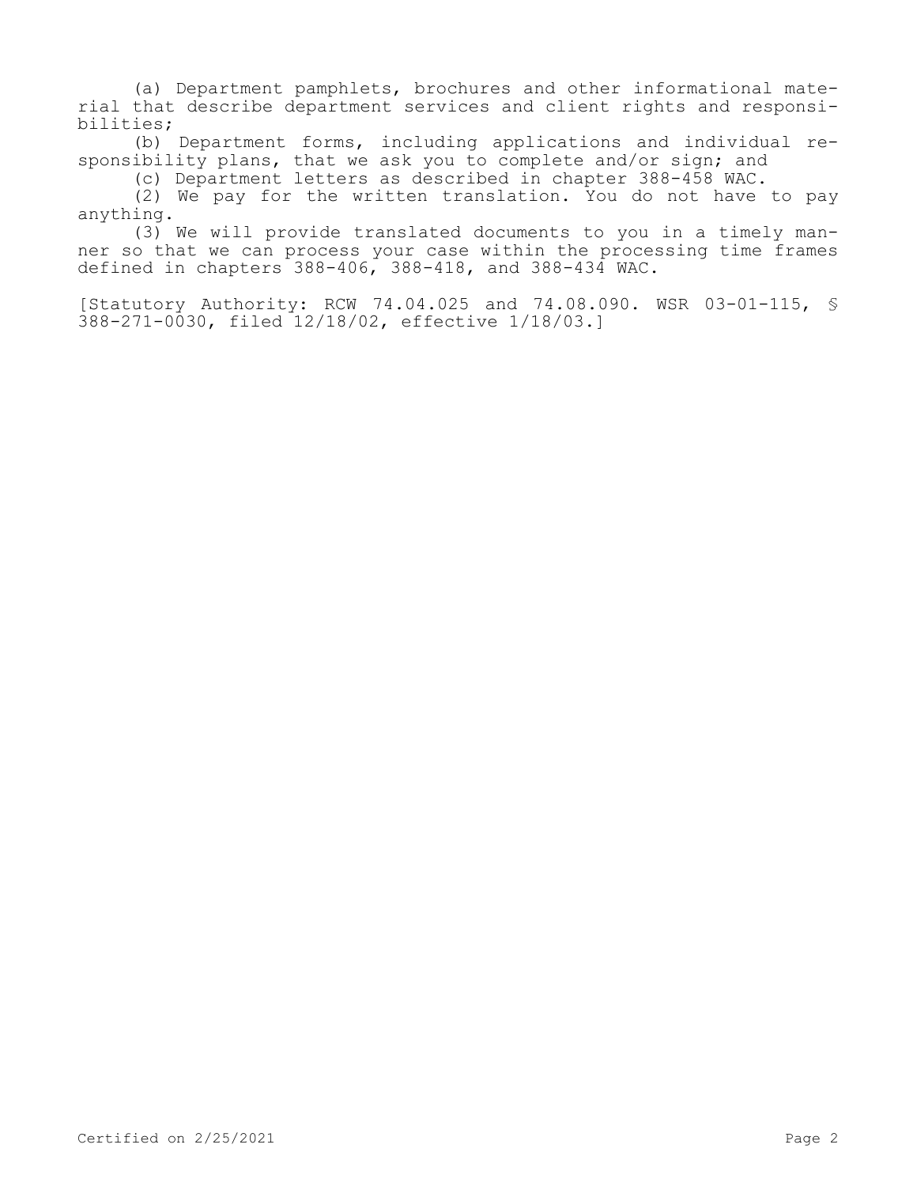(a) Department pamphlets, brochures and other informational material that describe department services and client rights and responsibilities;

(b) Department forms, including applications and individual responsibility plans, that we ask you to complete and/or sign; and

(c) Department letters as described in chapter 388-458 WAC.

(2) We pay for the written translation. You do not have to pay anything.

(3) We will provide translated documents to you in a timely manner so that we can process your case within the processing time frames defined in chapters 388-406, 388-418, and 388-434 WAC.

[Statutory Authority: RCW 74.04.025 and 74.08.090. WSR 03-01-115, § 388-271-0030, filed 12/18/02, effective 1/18/03.]